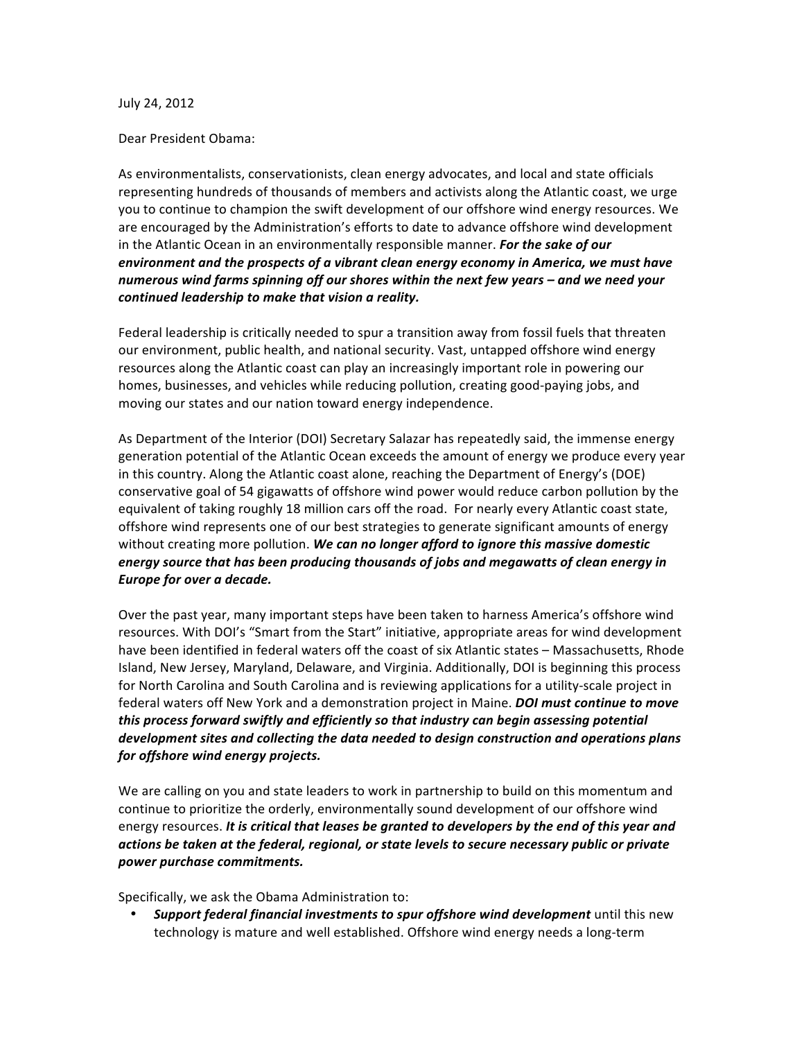July 24, 2012

Dear President Obama:

As environmentalists, conservationists, clean energy advocates, and local and state officials representing hundreds of thousands of members and activists along the Atlantic coast, we urge you to continue to champion the swift development of our offshore wind energy resources. We are encouraged by the Administration's efforts to date to advance offshore wind development in the Atlantic Ocean in an environmentally responsible manner. ***For the sake of our environment and the prospects of a vibrant clean energy economy in America, we must have numerous wind farms spinning off our shores within the next few years – and we need your continued leadership to make that vision a reality.***

Federal leadership is critically needed to spur a transition away from fossil fuels that threaten our environment, public health, and national security. Vast, untapped offshore wind energy resources along the Atlantic coast can play an increasingly important role in powering our homes, businesses, and vehicles while reducing pollution, creating good-paying jobs, and moving our states and our nation toward energy independence.

As Department of the Interior (DOI) Secretary Salazar has repeatedly said, the immense energy generation potential of the Atlantic Ocean exceeds the amount of energy we produce every year in this country. Along the Atlantic coast alone, reaching the Department of Energy's (DOE) conservative goal of 54 gigawatts of offshore wind power would reduce carbon pollution by the equivalent of taking roughly 18 million cars off the road. For nearly every Atlantic coast state, offshore wind represents one of our best strategies to generate significant amounts of energy without creating more pollution. ***We can no longer afford to ignore this massive domestic energy source that has been producing thousands of jobs and megawatts of clean energy in Europe for over a decade.***

Over the past year, many important steps have been taken to harness America's offshore wind resources. With DOI's "Smart from the Start" initiative, appropriate areas for wind development have been identified in federal waters off the coast of six Atlantic states – Massachusetts, Rhode Island, New Jersey, Maryland, Delaware, and Virginia. Additionally, DOI is beginning this process for North Carolina and South Carolina and is reviewing applications for a utility-scale project in federal waters off New York and a demonstration project in Maine. ***DOI must continue to move this process forward swiftly and efficiently so that industry can begin assessing potential development sites and collecting the data needed to design construction and operations plans for offshore wind energy projects.***

We are calling on you and state leaders to work in partnership to build on this momentum and continue to prioritize the orderly, environmentally sound development of our offshore wind energy resources. ***It is critical that leases be granted to developers by the end of this year and actions be taken at the federal, regional, or state levels to secure necessary public or private power purchase commitments.***

Specifically, we ask the Obama Administration to:

- ***Support federal financial investments to spur offshore wind development*** until this new technology is mature and well established. Offshore wind energy needs a long-term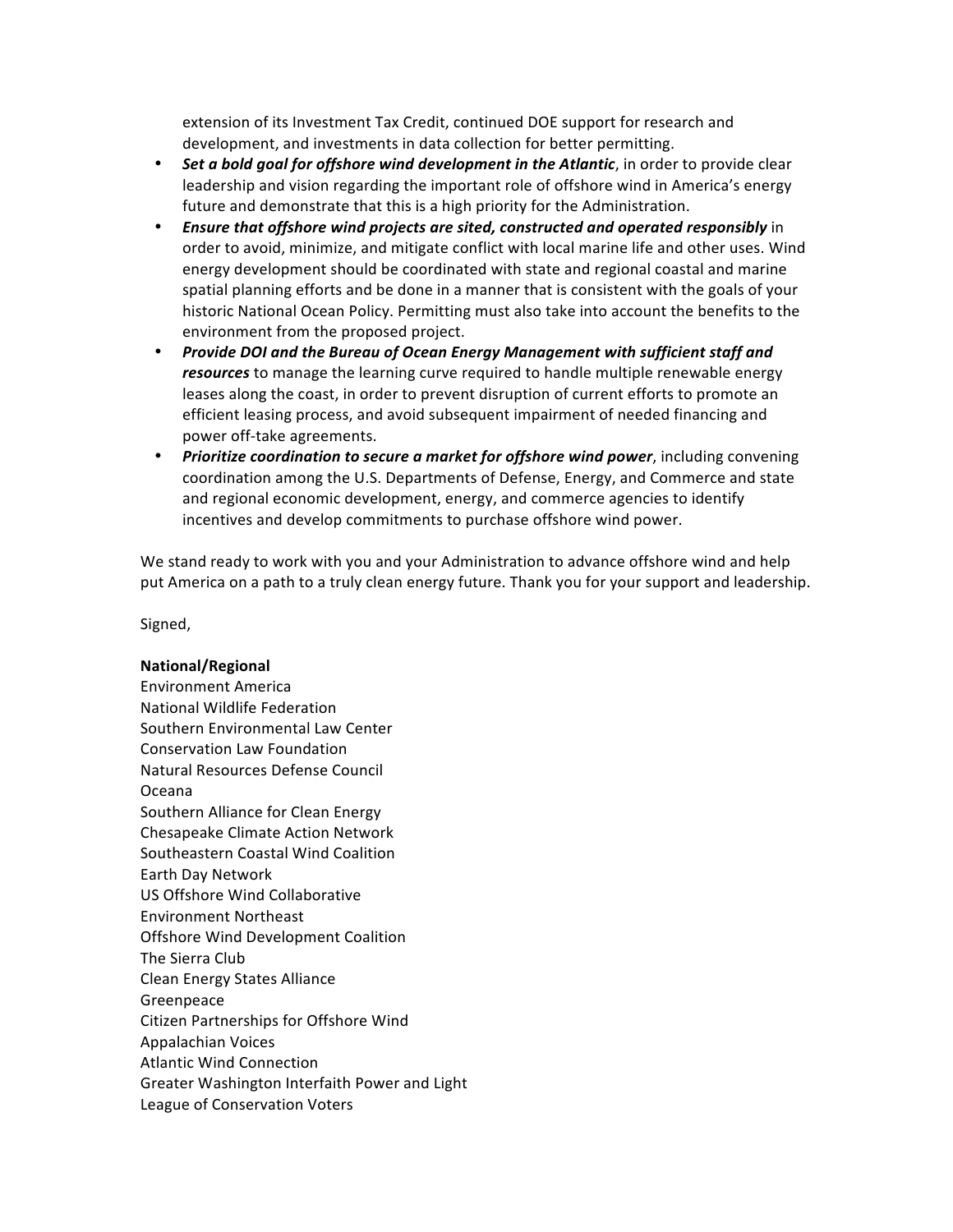extension of its Investment Tax Credit, continued DOE support for research and development, and investments in data collection for better permitting.

- ***Set a bold goal for offshore wind development in the Atlantic***, in order to provide clear leadership and vision regarding the important role of offshore wind in America's energy future and demonstrate that this is a high priority for the Administration.
- ***Ensure that offshore wind projects are sited, constructed and operated responsibly*** in order to avoid, minimize, and mitigate conflict with local marine life and other uses. Wind energy development should be coordinated with state and regional coastal and marine spatial planning efforts and be done in a manner that is consistent with the goals of your historic National Ocean Policy. Permitting must also take into account the benefits to the environment from the proposed project.
- ***Provide DOI and the Bureau of Ocean Energy Management with sufficient staff and resources*** to manage the learning curve required to handle multiple renewable energy leases along the coast, in order to prevent disruption of current efforts to promote an efficient leasing process, and avoid subsequent impairment of needed financing and power off-take agreements.
- ***Prioritize coordination to secure a market for offshore wind power***, including convening coordination among the U.S. Departments of Defense, Energy, and Commerce and state and regional economic development, energy, and commerce agencies to identify incentives and develop commitments to purchase offshore wind power.

We stand ready to work with you and your Administration to advance offshore wind and help put America on a path to a truly clean energy future. Thank you for your support and leadership.

Signed,

**National/Regional**
Environment America
National Wildlife Federation
Southern Environmental Law Center
Conservation Law Foundation
Natural Resources Defense Council
Oceana
Southern Alliance for Clean Energy
Chesapeake Climate Action Network
Southeastern Coastal Wind Coalition
Earth Day Network
US Offshore Wind Collaborative
Environment Northeast
Offshore Wind Development Coalition
The Sierra Club
Clean Energy States Alliance
Greenpeace
Citizen Partnerships for Offshore Wind
Appalachian Voices
Atlantic Wind Connection
Greater Washington Interfaith Power and Light
League of Conservation Voters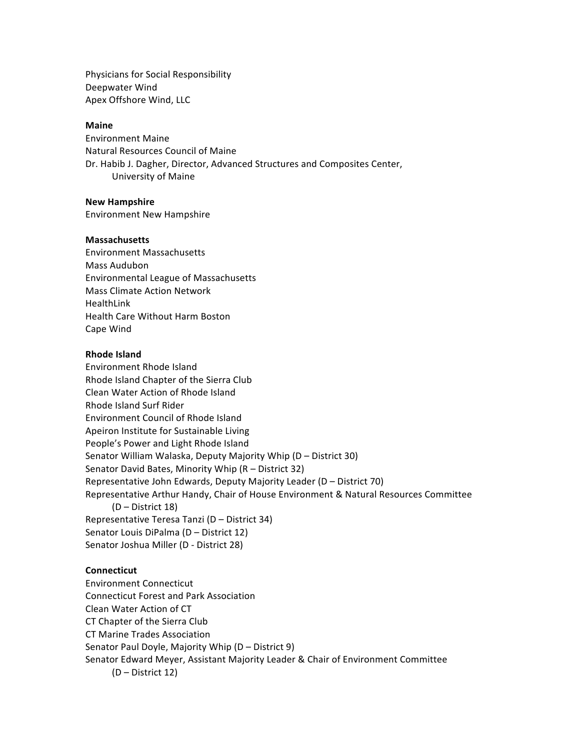Physicians for Social Responsibility
Deepwater Wind
Apex Offshore Wind, LLC

**Maine**
Environment Maine
Natural Resources Council of Maine
Dr. Habib J. Dagher, Director, Advanced Structures and Composites Center,
    University of Maine

**New Hampshire**
Environment New Hampshire

**Massachusetts**
Environment Massachusetts
Mass Audubon
Environmental League of Massachusetts
Mass Climate Action Network
HealthLink
Health Care Without Harm Boston
Cape Wind

**Rhode Island**
Environment Rhode Island
Rhode Island Chapter of the Sierra Club
Clean Water Action of Rhode Island
Rhode Island Surf Rider
Environment Council of Rhode Island
Apeiron Institute for Sustainable Living
People's Power and Light Rhode Island
Senator William Walaska, Deputy Majority Whip (D – District 30)
Senator David Bates, Minority Whip (R – District 32)
Representative John Edwards, Deputy Majority Leader (D – District 70)
Representative Arthur Handy, Chair of House Environment & Natural Resources Committee
    (D – District 18)
Representative Teresa Tanzi (D – District 34)
Senator Louis DiPalma (D – District 12)
Senator Joshua Miller (D - District 28)

**Connecticut**
Environment Connecticut
Connecticut Forest and Park Association
Clean Water Action of CT
CT Chapter of the Sierra Club
CT Marine Trades Association
Senator Paul Doyle, Majority Whip (D – District 9)
Senator Edward Meyer, Assistant Majority Leader & Chair of Environment Committee
    (D – District 12)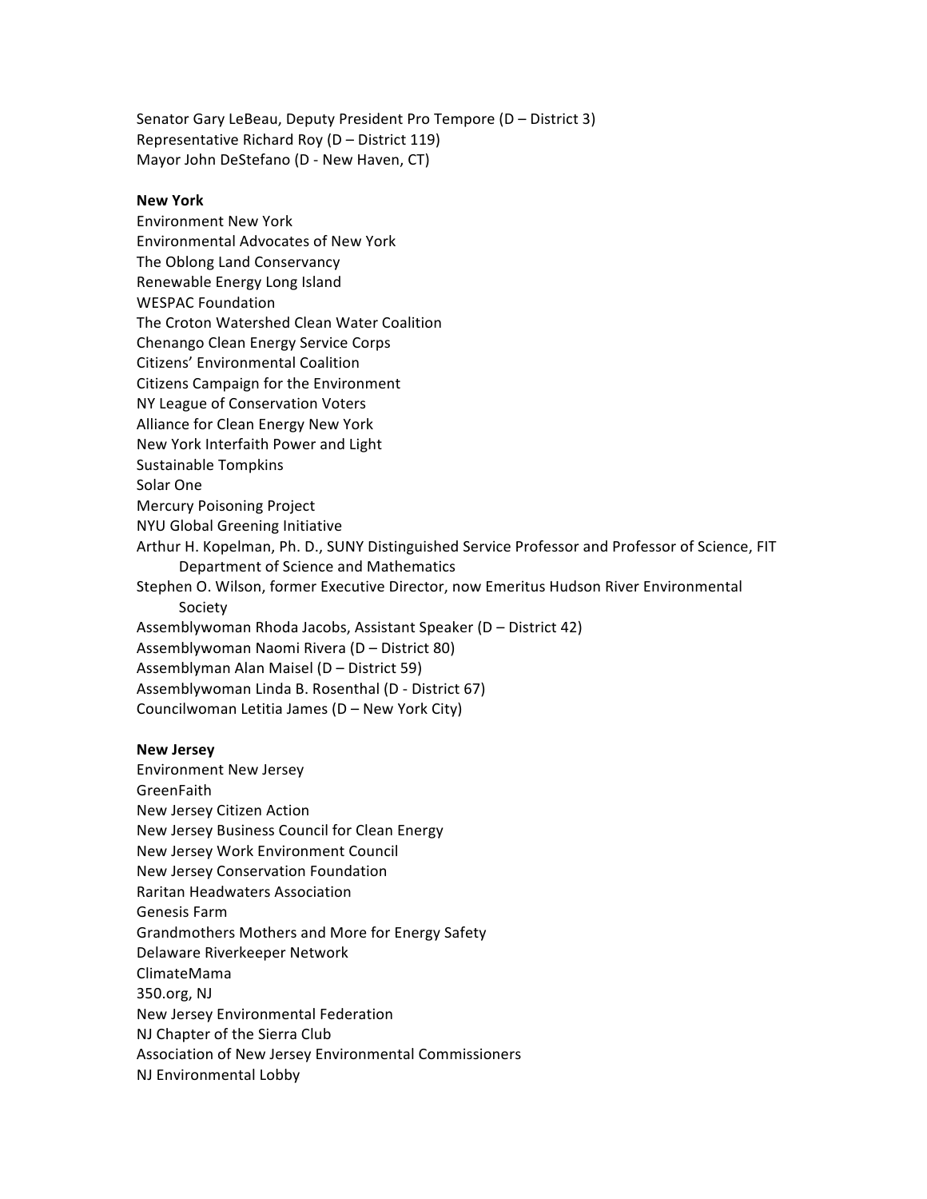Senator Gary LeBeau, Deputy President Pro Tempore (D – District 3)
Representative Richard Roy (D – District 119)
Mayor John DeStefano (D - New Haven, CT)

**New York**

Environment New York
Environmental Advocates of New York
The Oblong Land Conservancy
Renewable Energy Long Island
WESPAC Foundation
The Croton Watershed Clean Water Coalition
Chenango Clean Energy Service Corps
Citizens' Environmental Coalition
Citizens Campaign for the Environment
NY League of Conservation Voters
Alliance for Clean Energy New York
New York Interfaith Power and Light
Sustainable Tompkins
Solar One
Mercury Poisoning Project
NYU Global Greening Initiative
Arthur H. Kopelman, Ph. D., SUNY Distinguished Service Professor and Professor of Science, FIT Department of Science and Mathematics
Stephen O. Wilson, former Executive Director, now Emeritus Hudson River Environmental Society
Assemblywoman Rhoda Jacobs, Assistant Speaker (D – District 42)
Assemblywoman Naomi Rivera (D – District 80)
Assemblyman Alan Maisel (D – District 59)
Assemblywoman Linda B. Rosenthal (D - District 67)
Councilwoman Letitia James (D – New York City)

**New Jersey**

Environment New Jersey
GreenFaith
New Jersey Citizen Action
New Jersey Business Council for Clean Energy
New Jersey Work Environment Council
New Jersey Conservation Foundation
Raritan Headwaters Association
Genesis Farm
Grandmothers Mothers and More for Energy Safety
Delaware Riverkeeper Network
ClimateMama
350.org, NJ
New Jersey Environmental Federation
NJ Chapter of the Sierra Club
Association of New Jersey Environmental Commissioners
NJ Environmental Lobby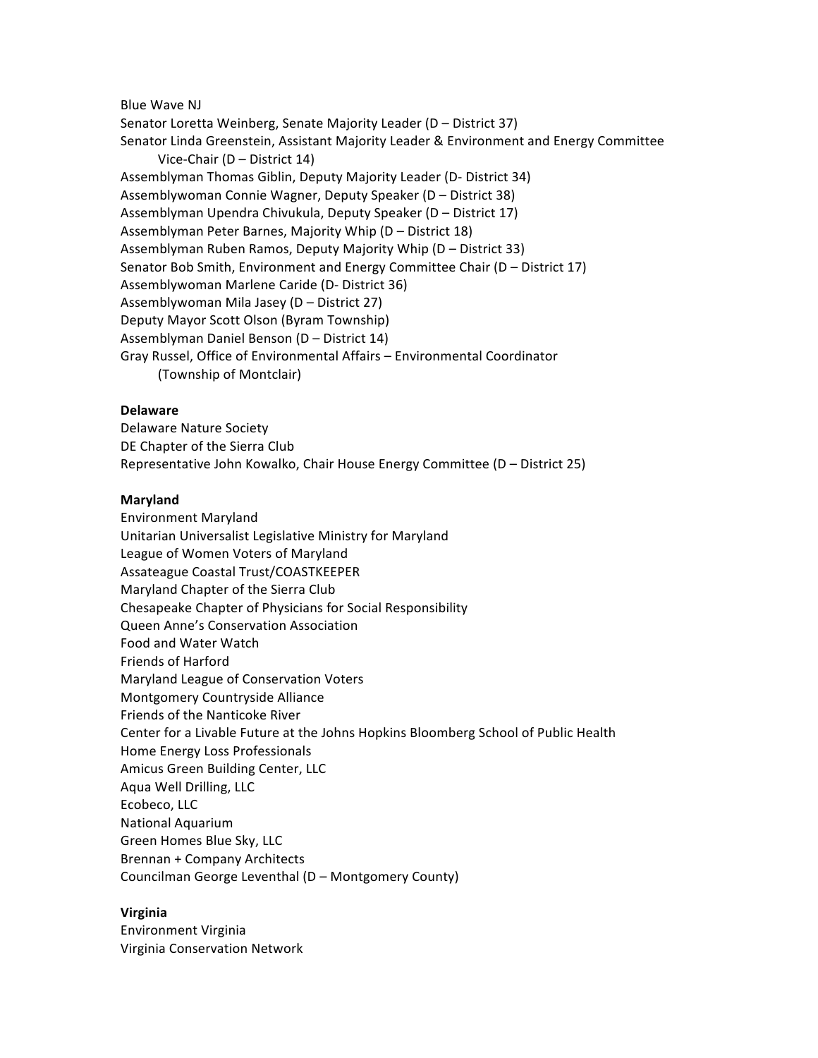Blue Wave NJ
Senator Loretta Weinberg, Senate Majority Leader (D – District 37)
Senator Linda Greenstein, Assistant Majority Leader & Environment and Energy Committee Vice-Chair (D – District 14)
Assemblyman Thomas Giblin, Deputy Majority Leader (D- District 34)
Assemblywoman Connie Wagner, Deputy Speaker (D – District 38)
Assemblyman Upendra Chivukula, Deputy Speaker (D – District 17)
Assemblyman Peter Barnes, Majority Whip (D – District 18)
Assemblyman Ruben Ramos, Deputy Majority Whip (D – District 33)
Senator Bob Smith, Environment and Energy Committee Chair (D – District 17)
Assemblywoman Marlene Caride (D- District 36)
Assemblywoman Mila Jasey (D – District 27)
Deputy Mayor Scott Olson (Byram Township)
Assemblyman Daniel Benson (D – District 14)
Gray Russel, Office of Environmental Affairs – Environmental Coordinator (Township of Montclair)

**Delaware**
Delaware Nature Society
DE Chapter of the Sierra Club
Representative John Kowalko, Chair House Energy Committee (D – District 25)

**Maryland**
Environment Maryland
Unitarian Universalist Legislative Ministry for Maryland
League of Women Voters of Maryland
Assateague Coastal Trust/COASTKEEPER
Maryland Chapter of the Sierra Club
Chesapeake Chapter of Physicians for Social Responsibility
Queen Anne's Conservation Association
Food and Water Watch
Friends of Harford
Maryland League of Conservation Voters
Montgomery Countryside Alliance
Friends of the Nanticoke River
Center for a Livable Future at the Johns Hopkins Bloomberg School of Public Health
Home Energy Loss Professionals
Amicus Green Building Center, LLC
Aqua Well Drilling, LLC
Ecobeco, LLC
National Aquarium
Green Homes Blue Sky, LLC
Brennan + Company Architects
Councilman George Leventhal (D – Montgomery County)

**Virginia**
Environment Virginia
Virginia Conservation Network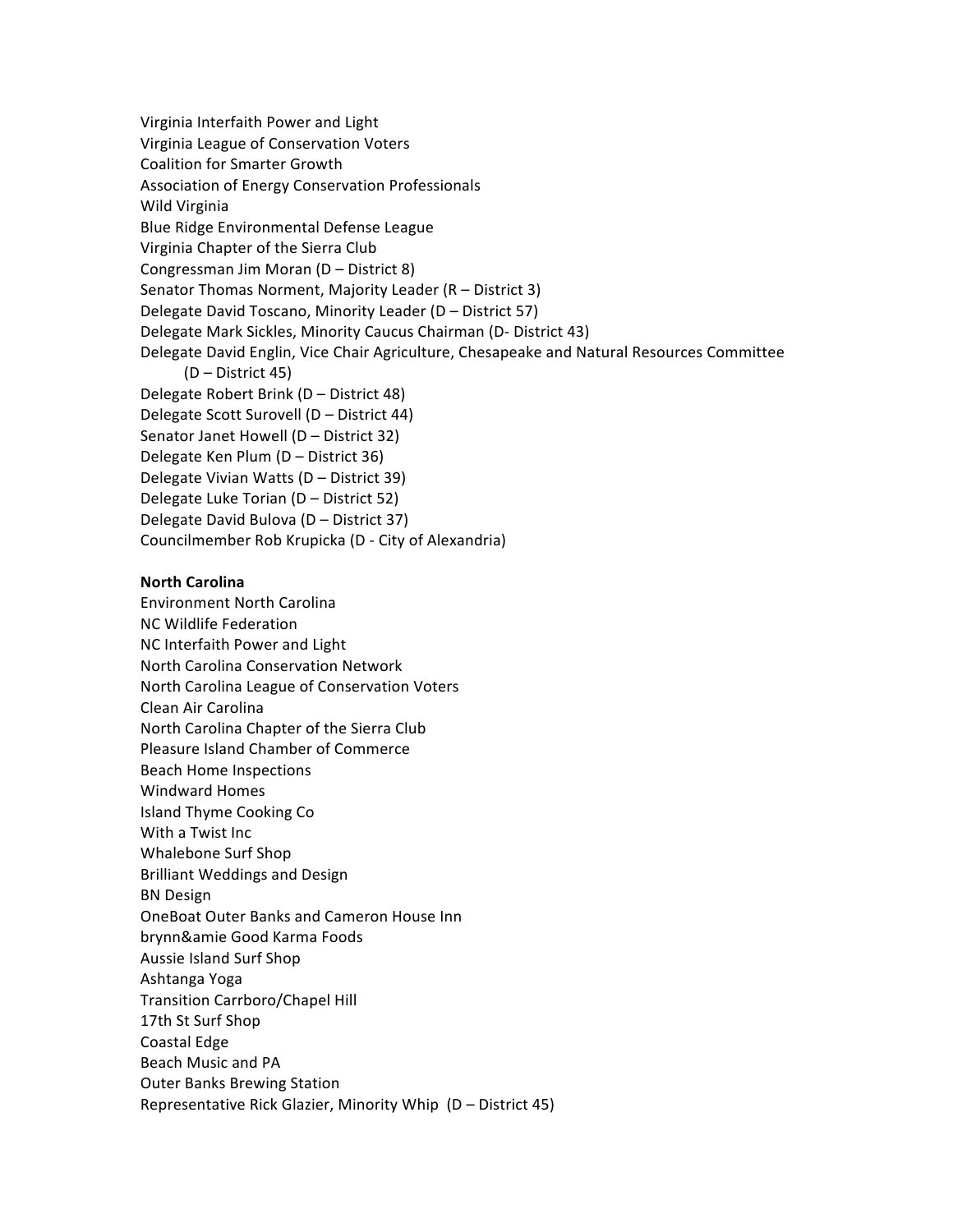Virginia Interfaith Power and Light
Virginia League of Conservation Voters
Coalition for Smarter Growth
Association of Energy Conservation Professionals
Wild Virginia
Blue Ridge Environmental Defense League
Virginia Chapter of the Sierra Club
Congressman Jim Moran (D – District 8)
Senator Thomas Norment, Majority Leader (R – District 3)
Delegate David Toscano, Minority Leader (D – District 57)
Delegate Mark Sickles, Minority Caucus Chairman (D- District 43)
Delegate David Englin, Vice Chair Agriculture, Chesapeake and Natural Resources Committee (D – District 45)
Delegate Robert Brink (D – District 48)
Delegate Scott Surovell (D – District 44)
Senator Janet Howell (D – District 32)
Delegate Ken Plum (D – District 36)
Delegate Vivian Watts (D – District 39)
Delegate Luke Torian (D – District 52)
Delegate David Bulova (D – District 37)
Councilmember Rob Krupicka (D - City of Alexandria)

**North Carolina**

Environment North Carolina
NC Wildlife Federation
NC Interfaith Power and Light
North Carolina Conservation Network
North Carolina League of Conservation Voters
Clean Air Carolina
North Carolina Chapter of the Sierra Club
Pleasure Island Chamber of Commerce
Beach Home Inspections
Windward Homes
Island Thyme Cooking Co
With a Twist Inc
Whalebone Surf Shop
Brilliant Weddings and Design
BN Design
OneBoat Outer Banks and Cameron House Inn
brynn&amie Good Karma Foods
Aussie Island Surf Shop
Ashtanga Yoga
Transition Carrboro/Chapel Hill
17th St Surf Shop
Coastal Edge
Beach Music and PA
Outer Banks Brewing Station
Representative Rick Glazier, Minority Whip (D – District 45)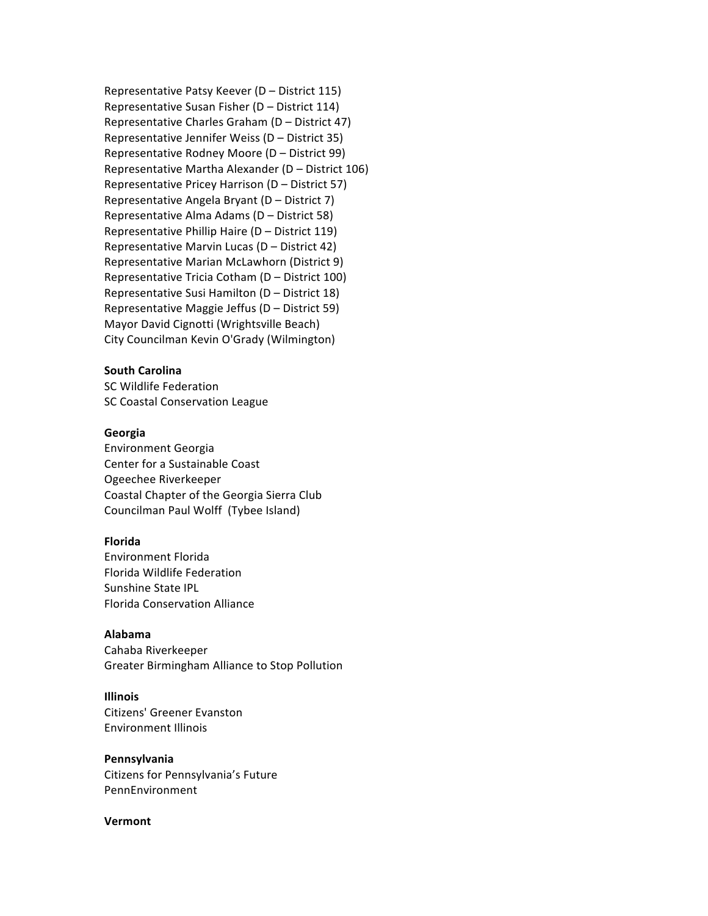Representative Patsy Keever (D – District 115)
Representative Susan Fisher (D – District 114)
Representative Charles Graham (D – District 47)
Representative Jennifer Weiss (D – District 35)
Representative Rodney Moore (D – District 99)
Representative Martha Alexander (D – District 106)
Representative Pricey Harrison (D – District 57)
Representative Angela Bryant (D – District 7)
Representative Alma Adams (D – District 58)
Representative Phillip Haire (D – District 119)
Representative Marvin Lucas (D – District 42)
Representative Marian McLawhorn (District 9)
Representative Tricia Cotham (D – District 100)
Representative Susi Hamilton (D – District 18)
Representative Maggie Jeffus (D – District 59)
Mayor David Cignotti (Wrightsville Beach)
City Councilman Kevin O'Grady (Wilmington)

**South Carolina**
SC Wildlife Federation
SC Coastal Conservation League

**Georgia**
Environment Georgia
Center for a Sustainable Coast
Ogeechee Riverkeeper
Coastal Chapter of the Georgia Sierra Club
Councilman Paul Wolff (Tybee Island)

**Florida**
Environment Florida
Florida Wildlife Federation
Sunshine State IPL
Florida Conservation Alliance

**Alabama**
Cahaba Riverkeeper
Greater Birmingham Alliance to Stop Pollution

**Illinois**
Citizens' Greener Evanston
Environment Illinois

**Pennsylvania**
Citizens for Pennsylvania's Future
PennEnvironment

**Vermont**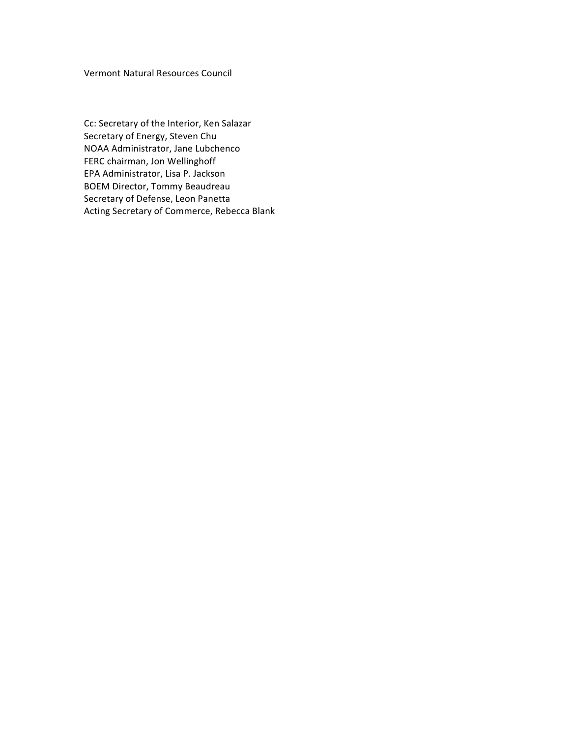Vermont Natural Resources Council

Cc: Secretary of the Interior, Ken Salazar
Secretary of Energy, Steven Chu
NOAA Administrator, Jane Lubchenco
FERC chairman, Jon Wellinghoff
EPA Administrator, Lisa P. Jackson
BOEM Director, Tommy Beaudreau
Secretary of Defense, Leon Panetta
Acting Secretary of Commerce, Rebecca Blank